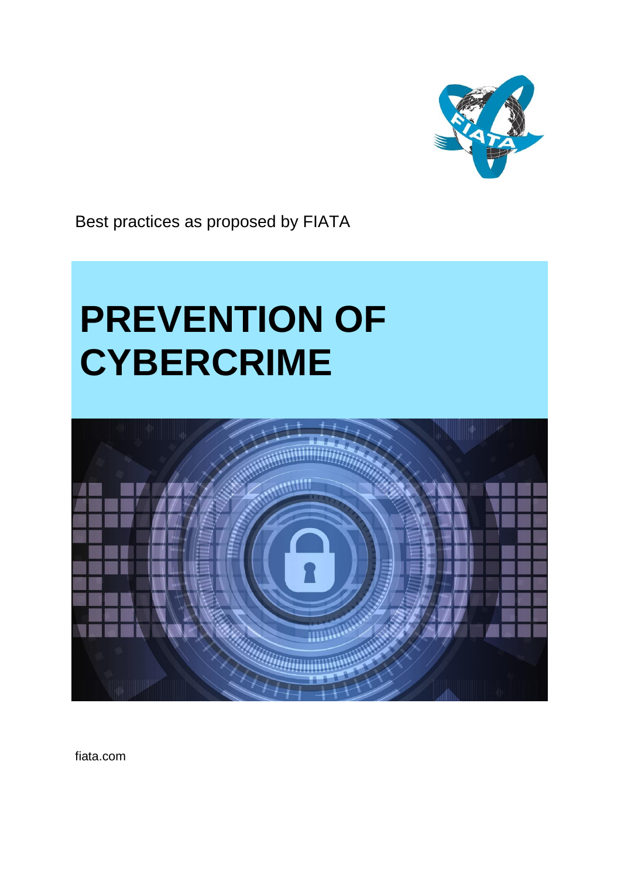Best practices as proposed by FIATA

# PREVENTION OF CYBERCRIME

fiata.com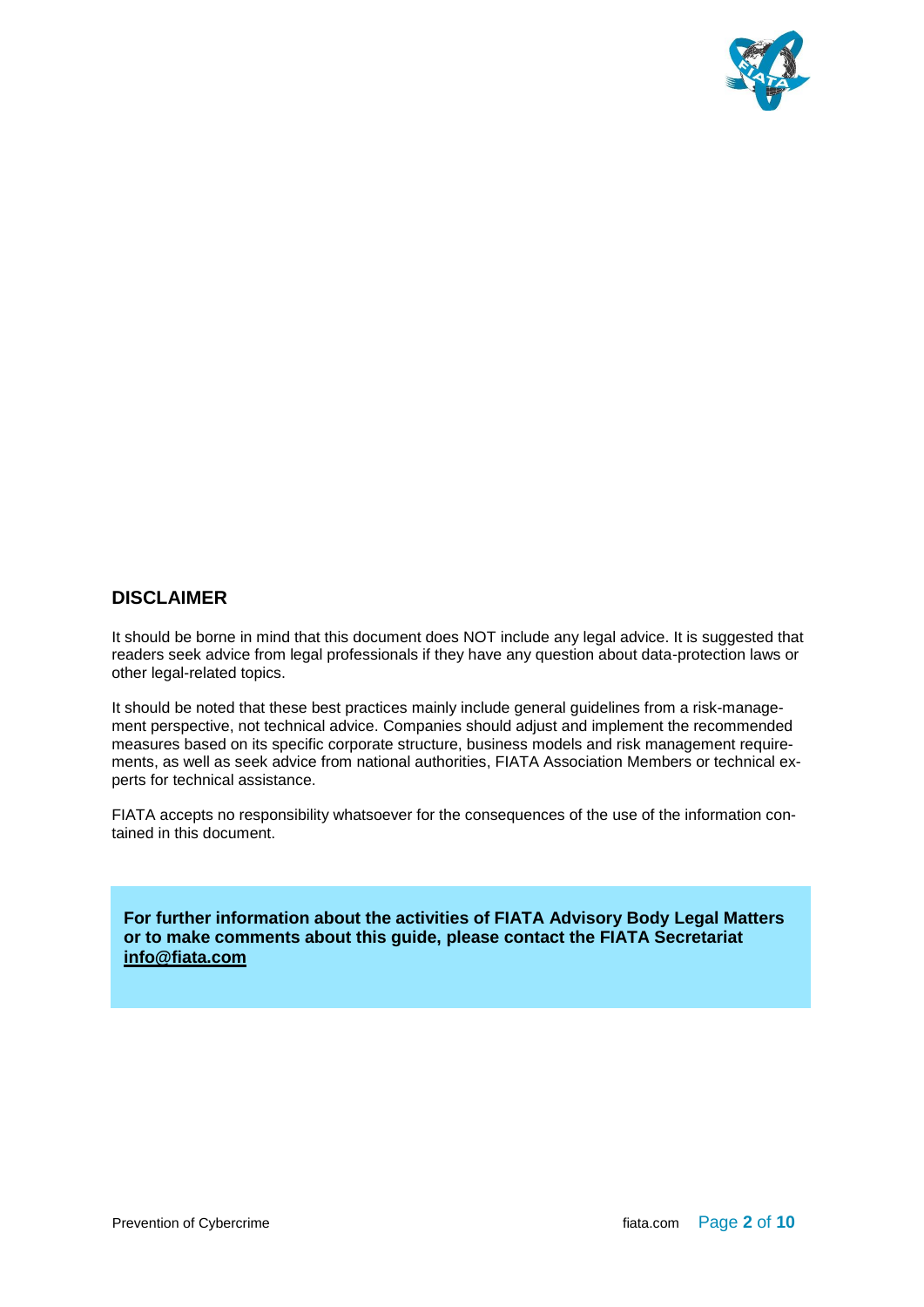## DISCLAIMER

It should be borne in mind that this document does NOT include any legal advice. It is suggested that readers seek advice from legal professionals if they have any question about data-protection laws or other legal-related topics.

It should be noted that these best practices mainly include general guidelines from a risk-management perspective, not technical advice. Companies should adjust and implement the recommended measures based on its specific corporate structure, business models and risk management requirements, as well as seek advice from national authorities, FIATA Association Members or technical experts for technical assistance.

FIATA accepts no responsibility whatsoever for the consequences of the use of the information contained in this document.

**For further information about the activities of FIATA Advisory Body Legal Matters or to make comments about this guide, please contact the FIATA Secretariat info@fiata.com**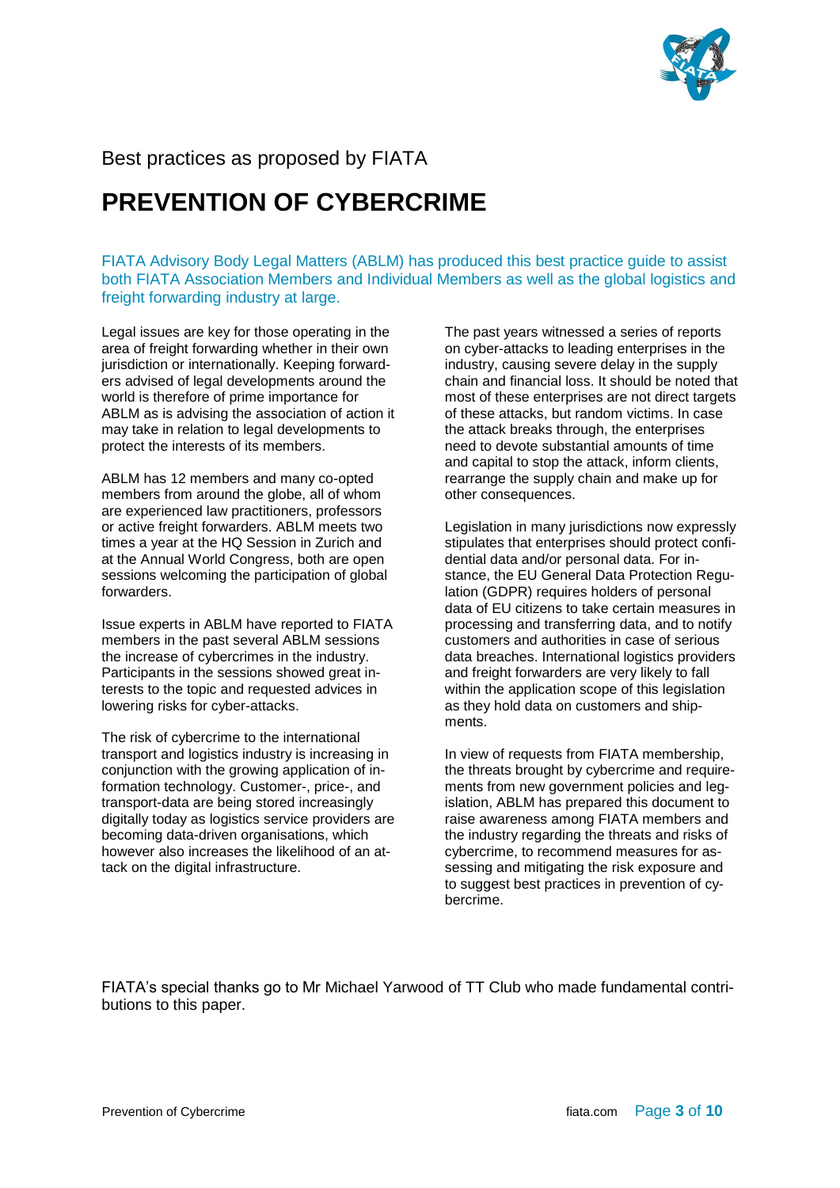Best practices as proposed by FIATA

# PREVENTION OF CYBERCRIME

FIATA Advisory Body Legal Matters (ABLM) has produced this best practice guide to assist both FIATA Association Members and Individual Members as well as the global logistics and freight forwarding industry at large.

Legal issues are key for those operating in the area of freight forwarding whether in their own jurisdiction or internationally. Keeping forwarders advised of legal developments around the world is therefore of prime importance for ABLM as is advising the association of action it may take in relation to legal developments to protect the interests of its members.

ABLM has 12 members and many co-opted members from around the globe, all of whom are experienced law practitioners, professors or active freight forwarders. ABLM meets two times a year at the HQ Session in Zurich and at the Annual World Congress, both are open sessions welcoming the participation of global forwarders.

Issue experts in ABLM have reported to FIATA members in the past several ABLM sessions the increase of cybercrimes in the industry. Participants in the sessions showed great interests to the topic and requested advices in lowering risks for cyber-attacks.

The risk of cybercrime to the international transport and logistics industry is increasing in conjunction with the growing application of information technology. Customer-, price-, and transport-data are being stored increasingly digitally today as logistics service providers are becoming data-driven organisations, which however also increases the likelihood of an attack on the digital infrastructure.

The past years witnessed a series of reports on cyber-attacks to leading enterprises in the industry, causing severe delay in the supply chain and financial loss. It should be noted that most of these enterprises are not direct targets of these attacks, but random victims. In case the attack breaks through, the enterprises need to devote substantial amounts of time and capital to stop the attack, inform clients, rearrange the supply chain and make up for other consequences.

Legislation in many jurisdictions now expressly stipulates that enterprises should protect confidential data and/or personal data. For instance, the EU General Data Protection Regulation (GDPR) requires holders of personal data of EU citizens to take certain measures in processing and transferring data, and to notify customers and authorities in case of serious data breaches. International logistics providers and freight forwarders are very likely to fall within the application scope of this legislation as they hold data on customers and shipments.

In view of requests from FIATA membership, the threats brought by cybercrime and requirements from new government policies and legislation, ABLM has prepared this document to raise awareness among FIATA members and the industry regarding the threats and risks of cybercrime, to recommend measures for assessing and mitigating the risk exposure and to suggest best practices in prevention of cybercrime.

FIATA's special thanks go to Mr Michael Yarwood of TT Club who made fundamental contributions to this paper.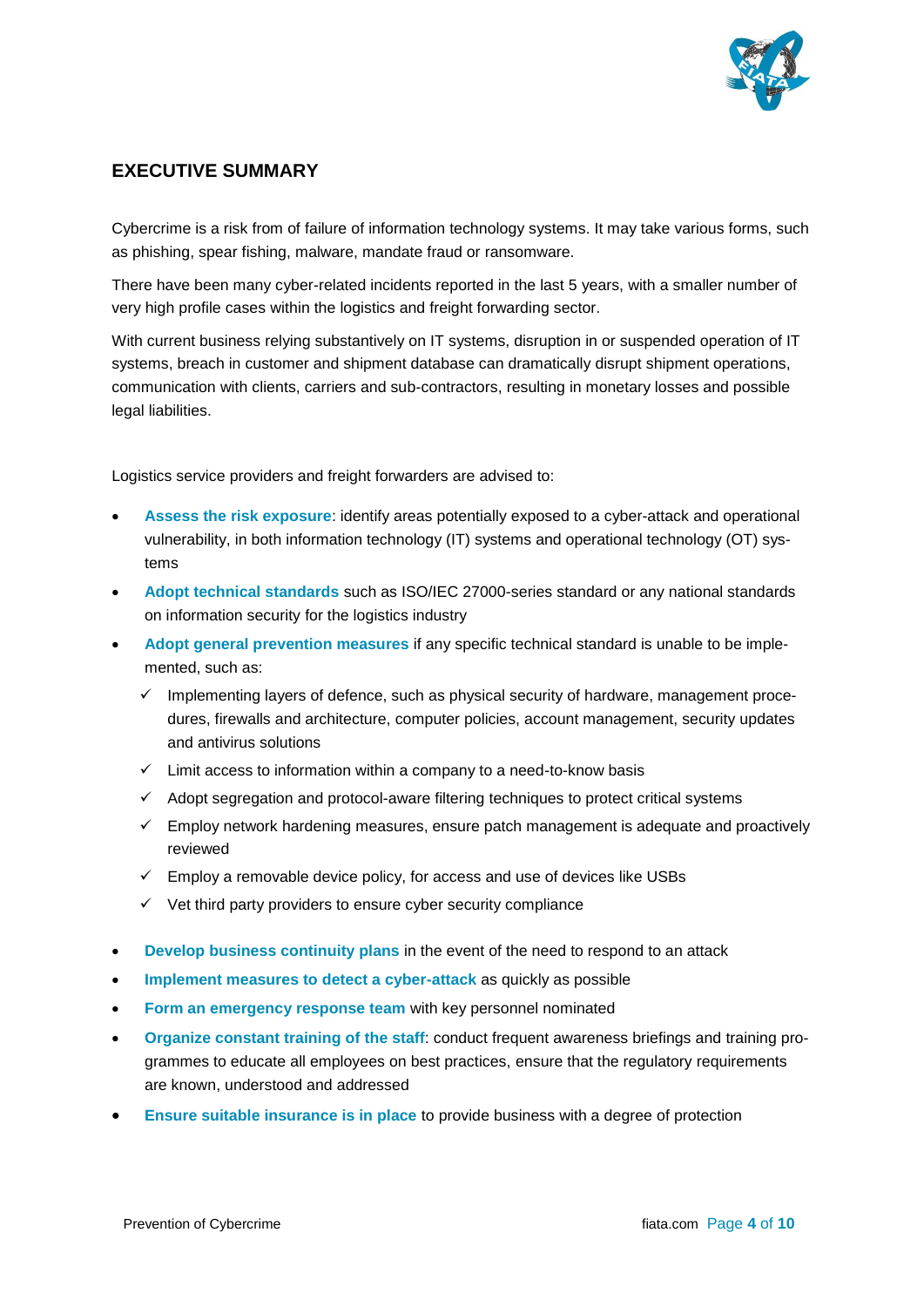## EXECUTIVE SUMMARY

Cybercrime is a risk from of failure of information technology systems. It may take various forms, such as phishing, spear fishing, malware, mandate fraud or ransomware.

There have been many cyber-related incidents reported in the last 5 years, with a smaller number of very high profile cases within the logistics and freight forwarding sector.

With current business relying substantively on IT systems, disruption in or suspended operation of IT systems, breach in customer and shipment database can dramatically disrupt shipment operations, communication with clients, carriers and sub-contractors, resulting in monetary losses and possible legal liabilities.

Logistics service providers and freight forwarders are advised to:

- **Assess the risk exposure**: identify areas potentially exposed to a cyber-attack and operational vulnerability, in both information technology (IT) systems and operational technology (OT) systems
- **Adopt technical standards** such as ISO/IEC 27000-series standard or any national standards on information security for the logistics industry
- **Adopt general prevention measures** if any specific technical standard is unable to be implemented, such as:
  - ✓ Implementing layers of defence, such as physical security of hardware, management procedures, firewalls and architecture, computer policies, account management, security updates and antivirus solutions
  - ✓ Limit access to information within a company to a need-to-know basis
  - ✓ Adopt segregation and protocol-aware filtering techniques to protect critical systems
  - ✓ Employ network hardening measures, ensure patch management is adequate and proactively reviewed
  - ✓ Employ a removable device policy, for access and use of devices like USBs
  - ✓ Vet third party providers to ensure cyber security compliance
- **Develop business continuity plans** in the event of the need to respond to an attack
- **Implement measures to detect a cyber-attack** as quickly as possible
- **Form an emergency response team** with key personnel nominated
- **Organize constant training of the staff**: conduct frequent awareness briefings and training programmes to educate all employees on best practices, ensure that the regulatory requirements are known, understood and addressed
- **Ensure suitable insurance is in place** to provide business with a degree of protection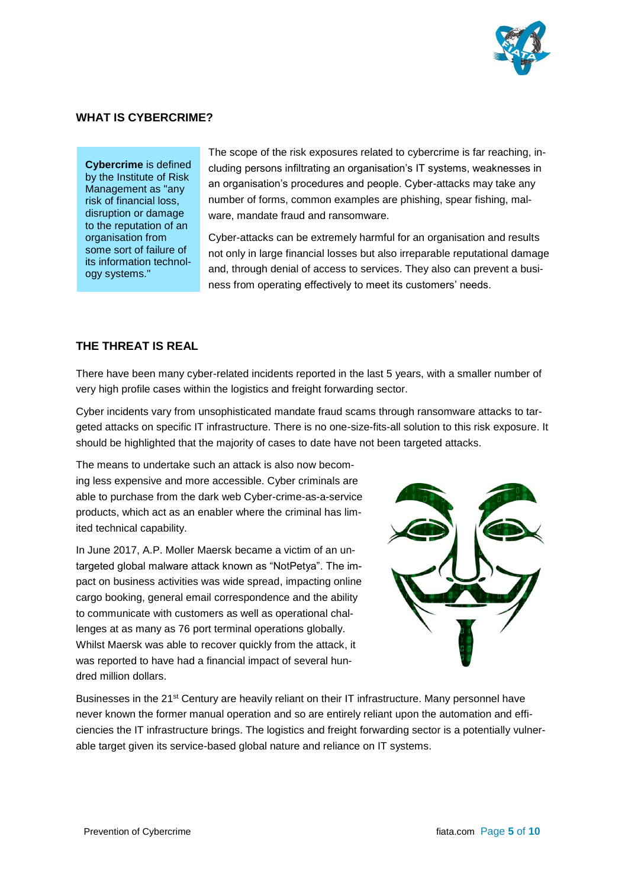## WHAT IS CYBERCRIME?

> **Cybercrime** is defined by the Institute of Risk Management as "any risk of financial loss, disruption or damage to the reputation of an organisation from some sort of failure of its information technology systems."

The scope of the risk exposures related to cybercrime is far reaching, including persons infiltrating an organisation's IT systems, weaknesses in an organisation's procedures and people. Cyber-attacks may take any number of forms, common examples are phishing, spear fishing, malware, mandate fraud and ransomware.

Cyber-attacks can be extremely harmful for an organisation and results not only in large financial losses but also irreparable reputational damage and, through denial of access to services. They also can prevent a business from operating effectively to meet its customers' needs.

## THE THREAT IS REAL

There have been many cyber-related incidents reported in the last 5 years, with a smaller number of very high profile cases within the logistics and freight forwarding sector.

Cyber incidents vary from unsophisticated mandate fraud scams through ransomware attacks to targeted attacks on specific IT infrastructure. There is no one-size-fits-all solution to this risk exposure. It should be highlighted that the majority of cases to date have not been targeted attacks.

The means to undertake such an attack is also now becoming less expensive and more accessible. Cyber criminals are able to purchase from the dark web Cyber-crime-as-a-service products, which act as an enabler where the criminal has limited technical capability.

In June 2017, A.P. Moller Maersk became a victim of an untargeted global malware attack known as "NotPetya". The impact on business activities was wide spread, impacting online cargo booking, general email correspondence and the ability to communicate with customers as well as operational challenges at as many as 76 port terminal operations globally. Whilst Maersk was able to recover quickly from the attack, it was reported to have had a financial impact of several hundred million dollars.

Businesses in the 21st Century are heavily reliant on their IT infrastructure. Many personnel have never known the former manual operation and so are entirely reliant upon the automation and efficiencies the IT infrastructure brings. The logistics and freight forwarding sector is a potentially vulnerable target given its service-based global nature and reliance on IT systems.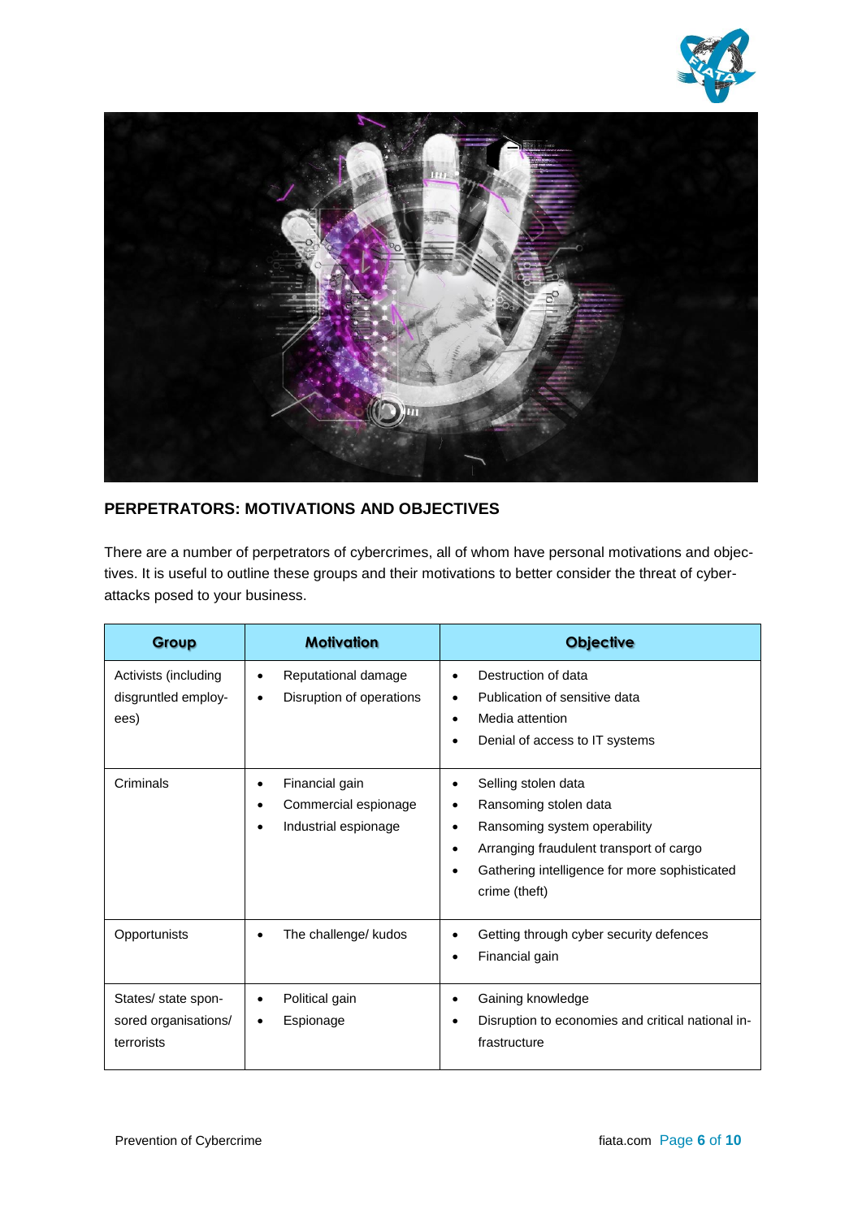## PERPETRATORS: MOTIVATIONS AND OBJECTIVES

There are a number of perpetrators of cybercrimes, all of whom have personal motivations and objectives. It is useful to outline these groups and their motivations to better consider the threat of cyber-attacks posed to your business.

| Group | Motivation | Objective |
|---|---|---|
| Activists (including disgruntled employees) | • Reputational damage<br>• Disruption of operations | • Destruction of data<br>• Publication of sensitive data<br>• Media attention<br>• Denial of access to IT systems |
| Criminals | • Financial gain<br>• Commercial espionage<br>• Industrial espionage | • Selling stolen data<br>• Ransoming stolen data<br>• Ransoming system operability<br>• Arranging fraudulent transport of cargo<br>• Gathering intelligence for more sophisticated crime (theft) |
| Opportunists | • The challenge/ kudos | • Getting through cyber security defences<br>• Financial gain |
| States/ state sponsored organisations/ terrorists | • Political gain<br>• Espionage | • Gaining knowledge<br>• Disruption to economies and critical national infrastructure |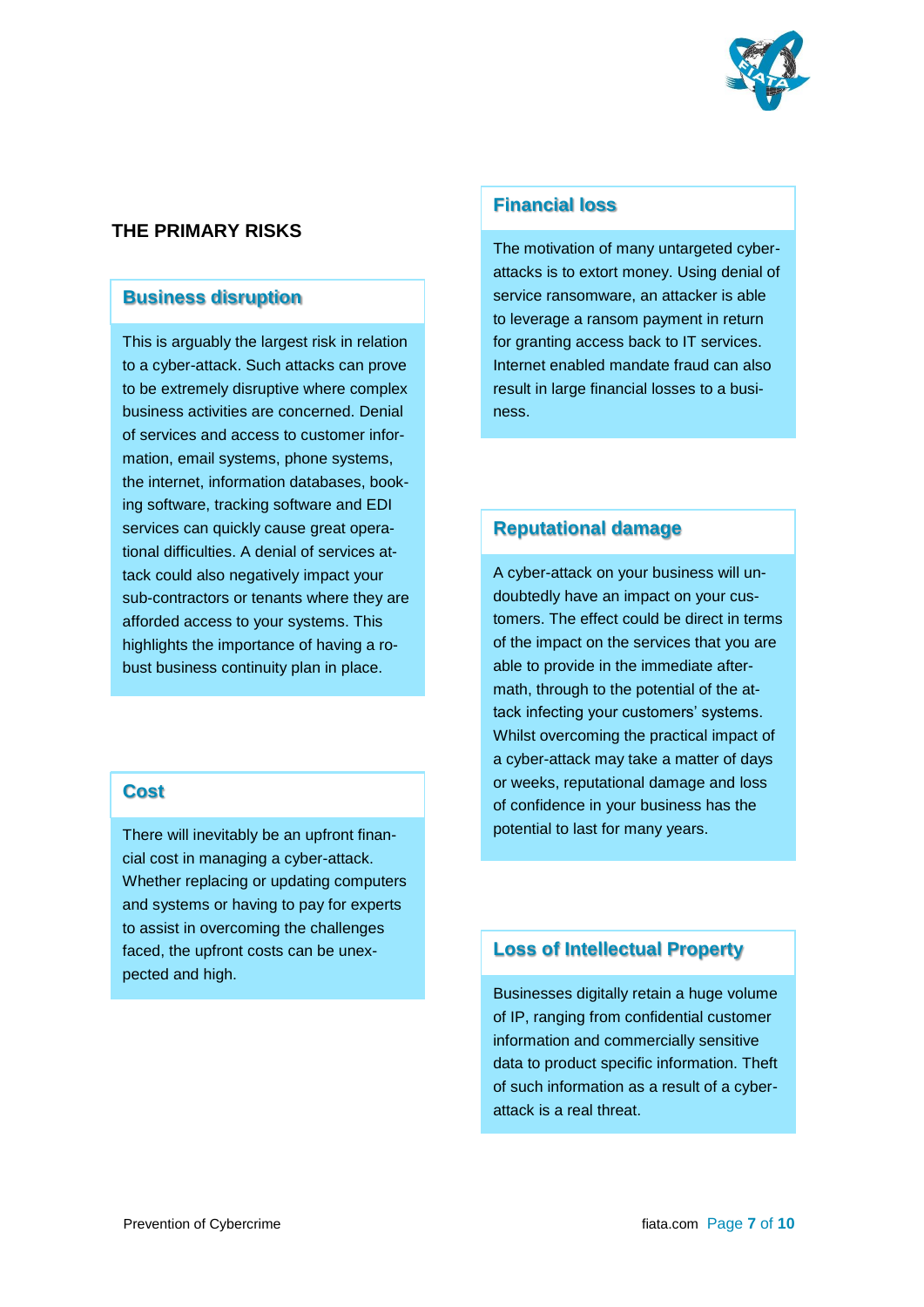## THE PRIMARY RISKS

### Business disruption

This is arguably the largest risk in relation to a cyber-attack. Such attacks can prove to be extremely disruptive where complex business activities are concerned. Denial of services and access to customer information, email systems, phone systems, the internet, information databases, booking software, tracking software and EDI services can quickly cause great operational difficulties. A denial of services attack could also negatively impact your sub-contractors or tenants where they are afforded access to your systems. This highlights the importance of having a robust business continuity plan in place.

### Cost

There will inevitably be an upfront financial cost in managing a cyber-attack. Whether replacing or updating computers and systems or having to pay for experts to assist in overcoming the challenges faced, the upfront costs can be unexpected and high.

### Financial loss

The motivation of many untargeted cyber-attacks is to extort money. Using denial of service ransomware, an attacker is able to leverage a ransom payment in return for granting access back to IT services. Internet enabled mandate fraud can also result in large financial losses to a business.

### Reputational damage

A cyber-attack on your business will undoubtedly have an impact on your customers. The effect could be direct in terms of the impact on the services that you are able to provide in the immediate aftermath, through to the potential of the attack infecting your customers' systems. Whilst overcoming the practical impact of a cyber-attack may take a matter of days or weeks, reputational damage and loss of confidence in your business has the potential to last for many years.

### Loss of Intellectual Property

Businesses digitally retain a huge volume of IP, ranging from confidential customer information and commercially sensitive data to product specific information. Theft of such information as a result of a cyber-attack is a real threat.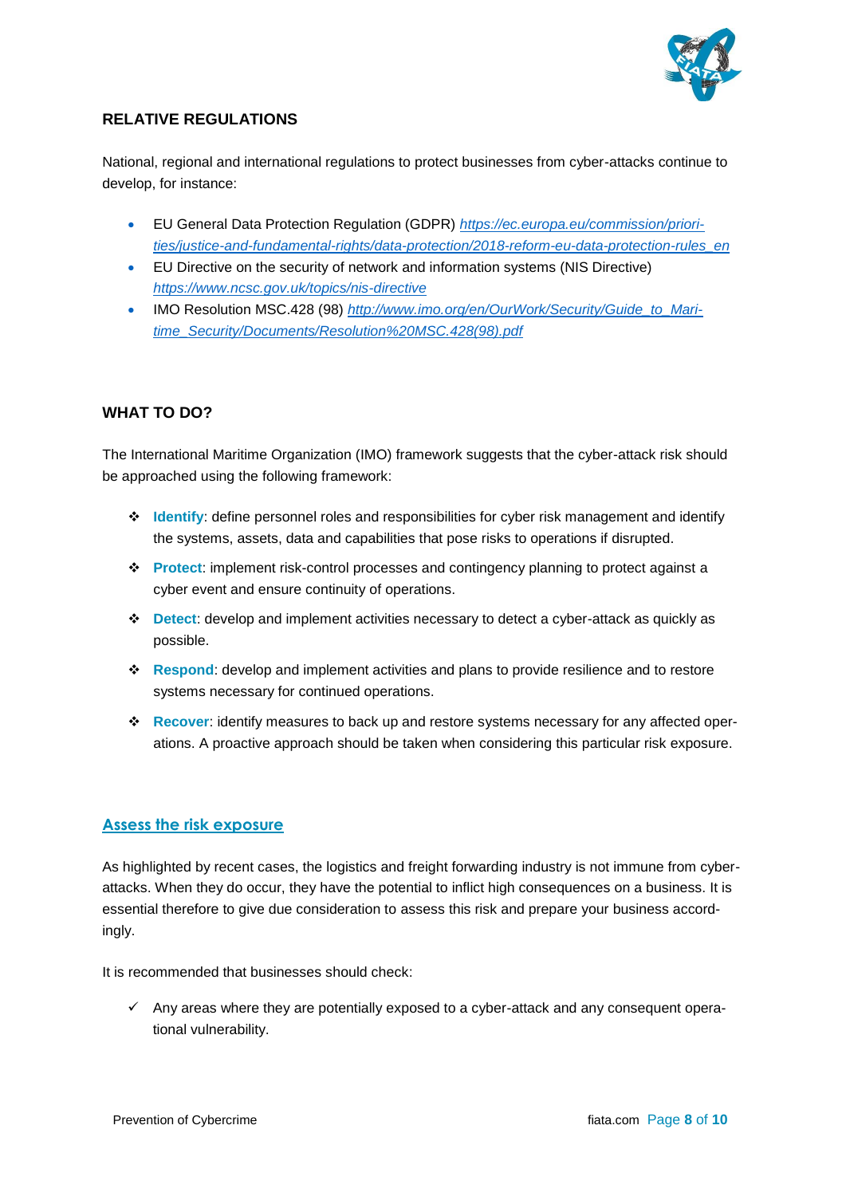## RELATIVE REGULATIONS

National, regional and international regulations to protect businesses from cyber-attacks continue to develop, for instance:

- EU General Data Protection Regulation (GDPR) *https://ec.europa.eu/commission/priorities/justice-and-fundamental-rights/data-protection/2018-reform-eu-data-protection-rules_en*
- EU Directive on the security of network and information systems (NIS Directive) *https://www.ncsc.gov.uk/topics/nis-directive*
- IMO Resolution MSC.428 (98) *http://www.imo.org/en/OurWork/Security/Guide_to_Maritime_Security/Documents/Resolution%20MSC.428(98).pdf*

## WHAT TO DO?

The International Maritime Organization (IMO) framework suggests that the cyber-attack risk should be approached using the following framework:

- **Identify**: define personnel roles and responsibilities for cyber risk management and identify the systems, assets, data and capabilities that pose risks to operations if disrupted.
- **Protect**: implement risk-control processes and contingency planning to protect against a cyber event and ensure continuity of operations.
- **Detect**: develop and implement activities necessary to detect a cyber-attack as quickly as possible.
- **Respond**: develop and implement activities and plans to provide resilience and to restore systems necessary for continued operations.
- **Recover**: identify measures to back up and restore systems necessary for any affected operations. A proactive approach should be taken when considering this particular risk exposure.

### Assess the risk exposure

As highlighted by recent cases, the logistics and freight forwarding industry is not immune from cyber-attacks. When they do occur, they have the potential to inflict high consequences on a business. It is essential therefore to give due consideration to assess this risk and prepare your business accordingly.

It is recommended that businesses should check:

- ✓ Any areas where they are potentially exposed to a cyber-attack and any consequent operational vulnerability.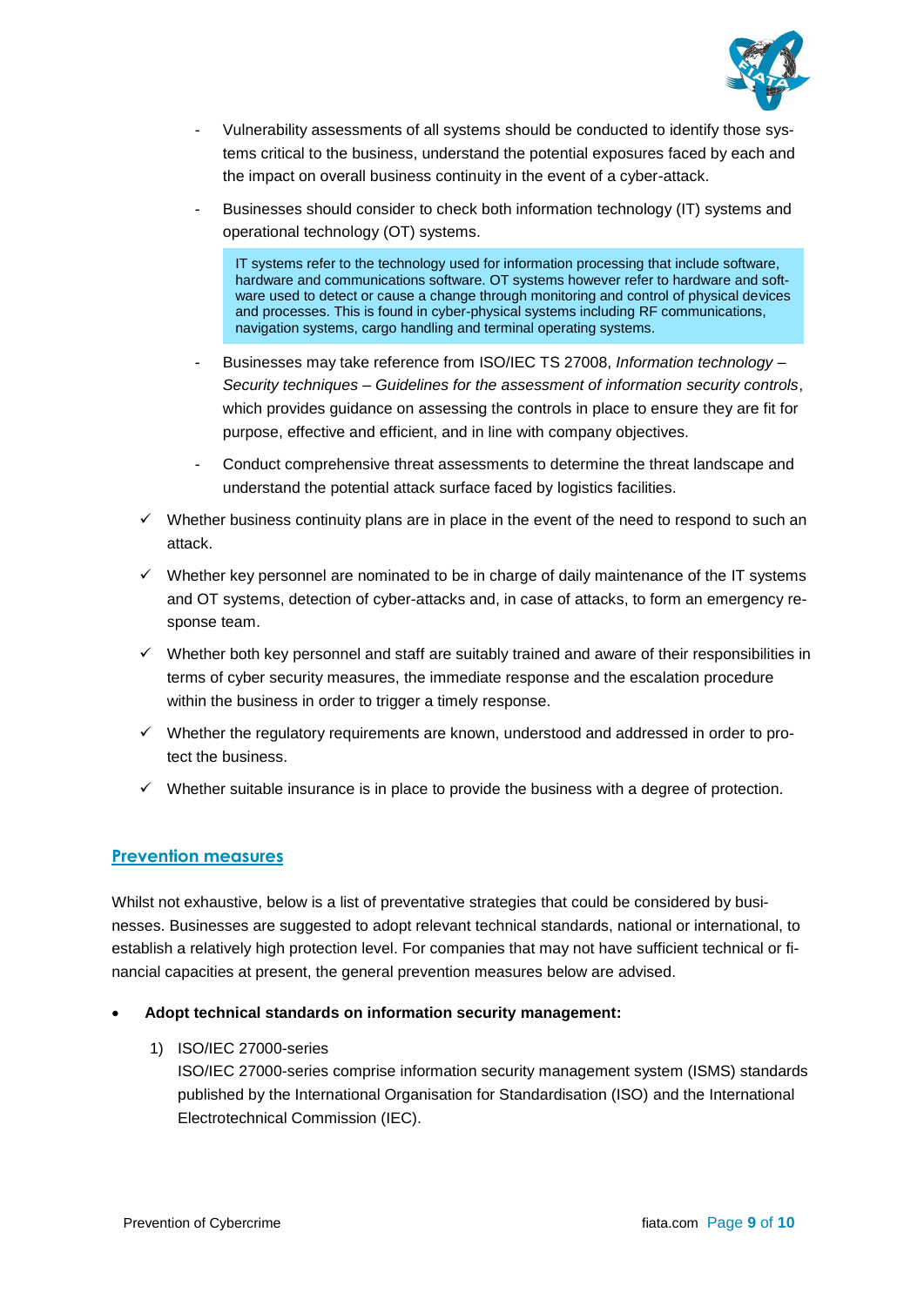- Vulnerability assessments of all systems should be conducted to identify those systems critical to the business, understand the potential exposures faced by each and the impact on overall business continuity in the event of a cyber-attack.
- Businesses should consider to check both information technology (IT) systems and operational technology (OT) systems.

> IT systems refer to the technology used for information processing that include software, hardware and communications software. OT systems however refer to hardware and software used to detect or cause a change through monitoring and control of physical devices and processes. This is found in cyber-physical systems including RF communications, navigation systems, cargo handling and terminal operating systems.

- Businesses may take reference from ISO/IEC TS 27008, *Information technology – Security techniques – Guidelines for the assessment of information security controls*, which provides guidance on assessing the controls in place to ensure they are fit for purpose, effective and efficient, and in line with company objectives.
- Conduct comprehensive threat assessments to determine the threat landscape and understand the potential attack surface faced by logistics facilities.

✓ Whether business continuity plans are in place in the event of the need to respond to such an attack.

✓ Whether key personnel are nominated to be in charge of daily maintenance of the IT systems and OT systems, detection of cyber-attacks and, in case of attacks, to form an emergency response team.

✓ Whether both key personnel and staff are suitably trained and aware of their responsibilities in terms of cyber security measures, the immediate response and the escalation procedure within the business in order to trigger a timely response.

✓ Whether the regulatory requirements are known, understood and addressed in order to protect the business.

✓ Whether suitable insurance is in place to provide the business with a degree of protection.

## Prevention measures

Whilst not exhaustive, below is a list of preventative strategies that could be considered by businesses. Businesses are suggested to adopt relevant technical standards, national or international, to establish a relatively high protection level. For companies that may not have sufficient technical or financial capacities at present, the general prevention measures below are advised.

- **Adopt technical standards on information security management:**

  1) ISO/IEC 27000-series
     ISO/IEC 27000-series comprise information security management system (ISMS) standards published by the International Organisation for Standardisation (ISO) and the International Electrotechnical Commission (IEC).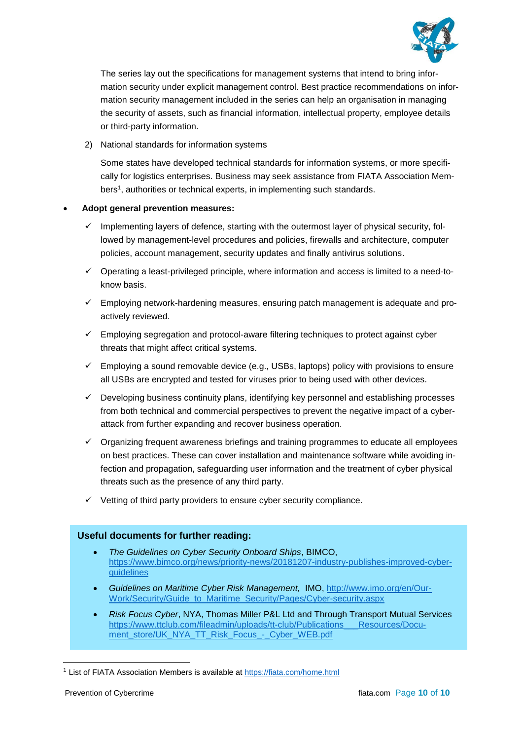The series lay out the specifications for management systems that intend to bring information security under explicit management control. Best practice recommendations on information security management included in the series can help an organisation in managing the security of assets, such as financial information, intellectual property, employee details or third-party information.

2) National standards for information systems

Some states have developed technical standards for information systems, or more specifically for logistics enterprises. Business may seek assistance from FIATA Association Members[1], authorities or technical experts, in implementing such standards.

- **Adopt general prevention measures:**
  - ✓ Implementing layers of defence, starting with the outermost layer of physical security, followed by management-level procedures and policies, firewalls and architecture, computer policies, account management, security updates and finally antivirus solutions.
  - ✓ Operating a least-privileged principle, where information and access is limited to a need-to-know basis.
  - ✓ Employing network-hardening measures, ensuring patch management is adequate and pro-actively reviewed.
  - ✓ Employing segregation and protocol-aware filtering techniques to protect against cyber threats that might affect critical systems.
  - ✓ Employing a sound removable device (e.g., USBs, laptops) policy with provisions to ensure all USBs are encrypted and tested for viruses prior to being used with other devices.
  - ✓ Developing business continuity plans, identifying key personnel and establishing processes from both technical and commercial perspectives to prevent the negative impact of a cyber-attack from further expanding and recover business operation.
  - ✓ Organizing frequent awareness briefings and training programmes to educate all employees on best practices. These can cover installation and maintenance software while avoiding infection and propagation, safeguarding user information and the treatment of cyber physical threats such as the presence of any third party.
  - ✓ Vetting of third party providers to ensure cyber security compliance.

**Useful documents for further reading:**

- *The Guidelines on Cyber Security Onboard Ships*, BIMCO, https://www.bimco.org/news/priority-news/20181207-industry-publishes-improved-cyber-guidelines
- *Guidelines on Maritime Cyber Risk Management,* IMO, http://www.imo.org/en/Our-Work/Security/Guide_to_Maritime_Security/Pages/Cyber-security.aspx
- *Risk Focus Cyber*, NYA, Thomas Miller P&L Ltd and Through Transport Mutual Services https://www.ttclub.com/fileadmin/uploads/tt-club/Publications___Resources/Document_store/UK_NYA_TT_Risk_Focus_-_Cyber_WEB.pdf

---

[1] List of FIATA Association Members is available at https://fiata.com/home.html